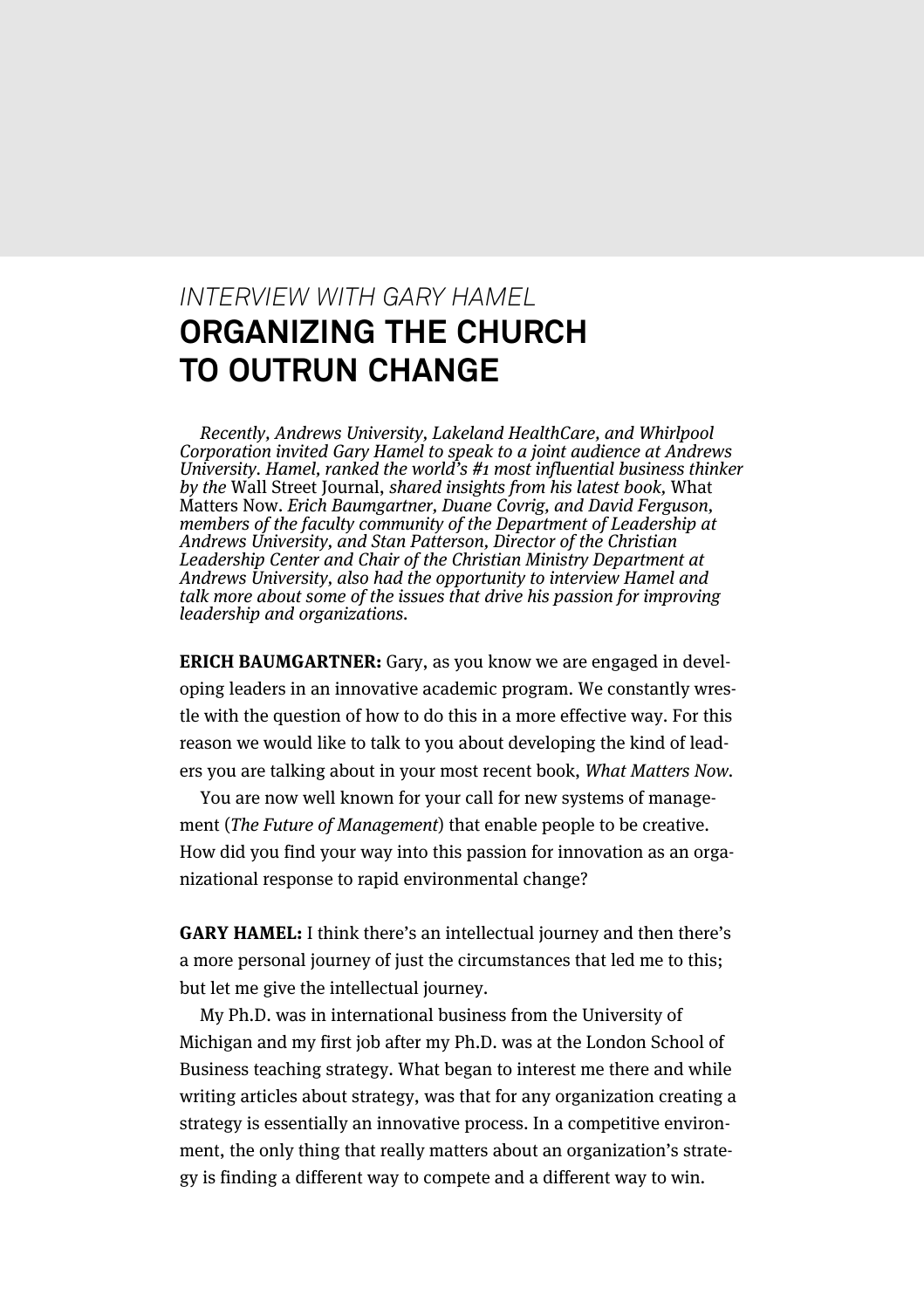*INTERVIEW WITH GARY HAMEL*

# ORGANIZING THE CHURCH TO OUTRUN CHANGE

*Recently, Andrews University, Lakeland HealthCare, and Whirlpool Corporation invited Gary Hamel to speak to a joint audience at Andrews University. Hamel, ranked the world's #1 most influential business thinker by the* Wall Street Journal, *shared insights from his latest book,* What Matters Now. *Erich Baumgartner, Duane Covrig, and David Ferguson, members of the faculty community of the Department of Leadership at Andrews University, and Stan Patterson, Director of the Christian Leadership Center and Chair of the Christian Ministry Department at Andrews University, also had the opportunity to interview Hamel and talk more about some of the issues that drive his passion for improving leadership and organizations.*

**ERICH BAUMGARTNER:** Gary, as you know we are engaged in developing leaders in an innovative academic program. We constantly wrestle with the question of how to do this in a more effective way. For this reason we would like to talk to you about developing the kind of leaders you are talking about in your most recent book, *What Matters Now*.

You are now well known for your call for new systems of management (*The Future of Management*) that enable people to be creative. How did you find your way into this passion for innovation as an organizational response to rapid environmental change?

**GARY HAMEL:** I think there's an intellectual journey and then there's a more personal journey of just the circumstances that led me to this; but let me give the intellectual journey.

My Ph.D. was in international business from the University of Michigan and my first job after my Ph.D. was at the London School of Business teaching strategy. What began to interest me there and while writing articles about strategy, was that for any organization creating a strategy is essentially an innovative process. In a competitive environment, the only thing that really matters about an organization's strategy is finding a different way to compete and a different way to win.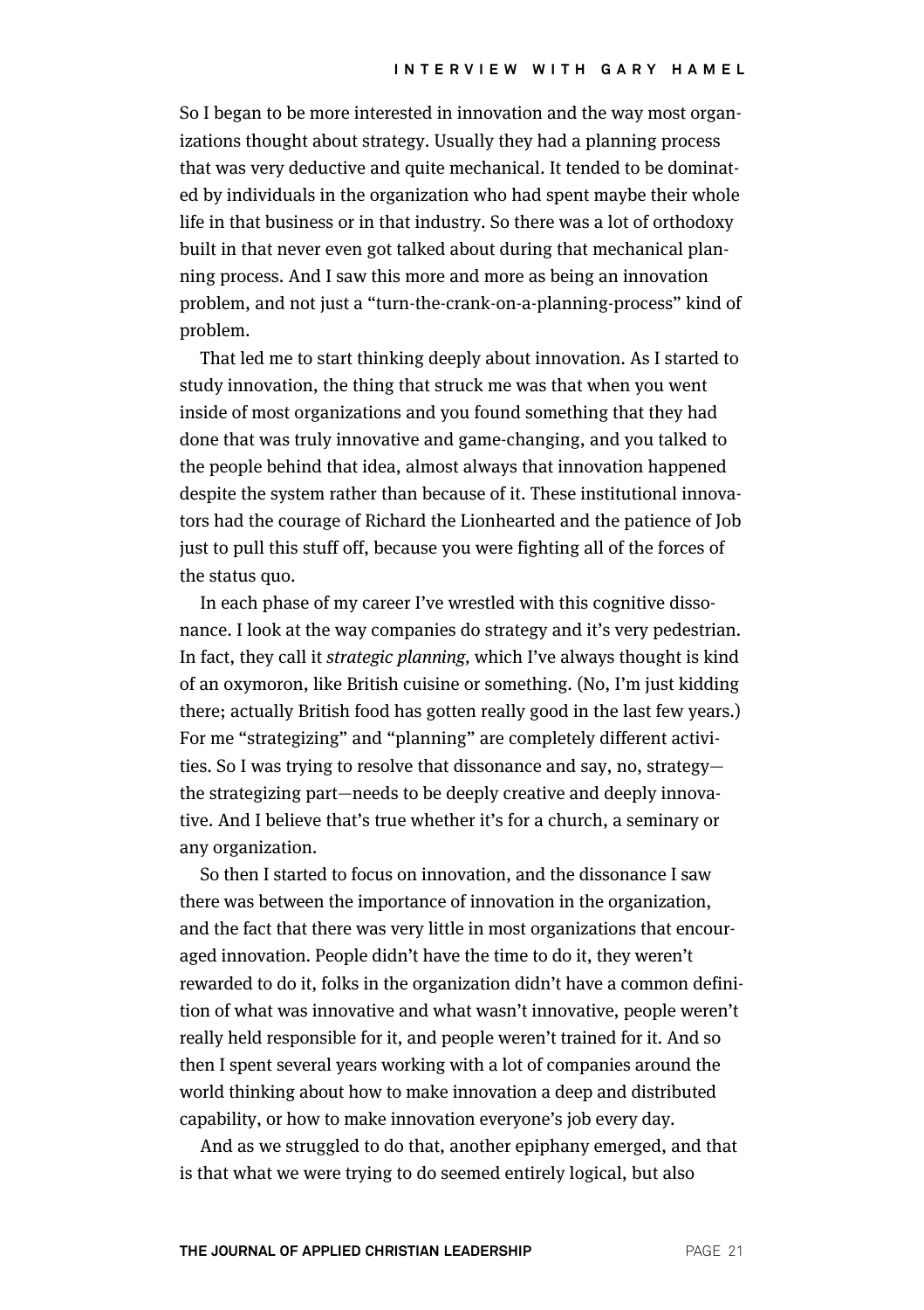So I began to be more interested in innovation and the way most organizations thought about strategy. Usually they had a planning process that was very deductive and quite mechanical. It tended to be dominated by individuals in the organization who had spent maybe their whole life in that business or in that industry. So there was a lot of orthodoxy built in that never even got talked about during that mechanical planning process. And I saw this more and more as being an innovation problem, and not just a "turn-the-crank-on-a-planning-process" kind of problem.

That led me to start thinking deeply about innovation. As I started to study innovation, the thing that struck me was that when you went inside of most organizations and you found something that they had done that was truly innovative and game-changing, and you talked to the people behind that idea, almost always that innovation happened despite the system rather than because of it. These institutional innovators had the courage of Richard the Lionhearted and the patience of Job just to pull this stuff off, because you were fighting all of the forces of the status quo.

In each phase of my career I've wrestled with this cognitive dissonance. I look at the way companies do strategy and it's very pedestrian. In fact, they call it *strategic planning,* which I've always thought is kind of an oxymoron, like British cuisine or something. (No, I'm just kidding there; actually British food has gotten really good in the last few years.) For me "strategizing" and "planning" are completely different activities. So I was trying to resolve that dissonance and say, no, strategy—the strategizing part—needs to be deeply creative and deeply innovative. And I believe that's true whether it's for a church, a seminary or any organization.

So then I started to focus on innovation, and the dissonance I saw there was between the importance of innovation in the organization, and the fact that there was very little in most organizations that encouraged innovation. People didn't have the time to do it, they weren't rewarded to do it, folks in the organization didn't have a common definition of what was innovative and what wasn't innovative, people weren't really held responsible for it, and people weren't trained for it. And so then I spent several years working with a lot of companies around the world thinking about how to make innovation a deep and distributed capability, or how to make innovation everyone's job every day.

And as we struggled to do that, another epiphany emerged, and that is that what we were trying to do seemed entirely logical, but also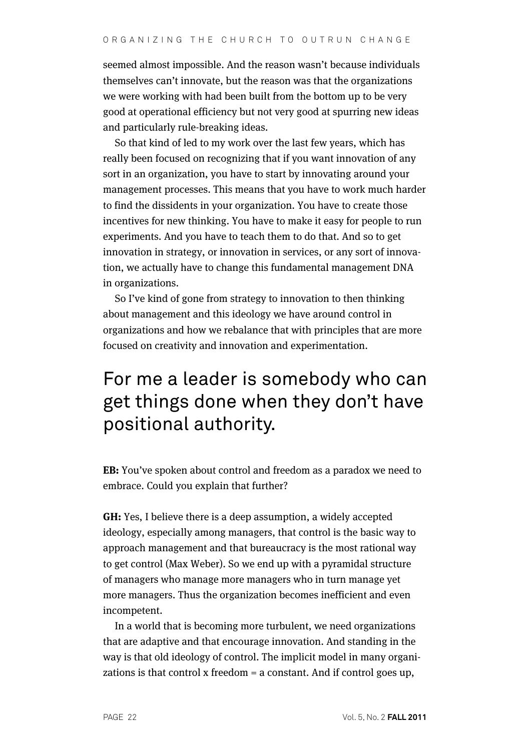seemed almost impossible. And the reason wasn't because individuals themselves can't innovate, but the reason was that the organizations we were working with had been built from the bottom up to be very good at operational efficiency but not very good at spurring new ideas and particularly rule-breaking ideas.

So that kind of led to my work over the last few years, which has really been focused on recognizing that if you want innovation of any sort in an organization, you have to start by innovating around your management processes. This means that you have to work much harder to find the dissidents in your organization. You have to create those incentives for new thinking. You have to make it easy for people to run experiments. And you have to teach them to do that. And so to get innovation in strategy, or innovation in services, or any sort of innovation, we actually have to change this fundamental management DNA in organizations.

So I've kind of gone from strategy to innovation to then thinking about management and this ideology we have around control in organizations and how we rebalance that with principles that are more focused on creativity and innovation and experimentation.

## For me a leader is somebody who can get things done when they don't have positional authority.

**EB:** You've spoken about control and freedom as a paradox we need to embrace. Could you explain that further?

**GH:** Yes, I believe there is a deep assumption, a widely accepted ideology, especially among managers, that control is the basic way to approach management and that bureaucracy is the most rational way to get control (Max Weber). So we end up with a pyramidal structure of managers who manage more managers who in turn manage yet more managers. Thus the organization becomes inefficient and even incompetent.

In a world that is becoming more turbulent, we need organizations that are adaptive and that encourage innovation. And standing in the way is that old ideology of control. The implicit model in many organizations is that control x freedom = a constant. And if control goes up,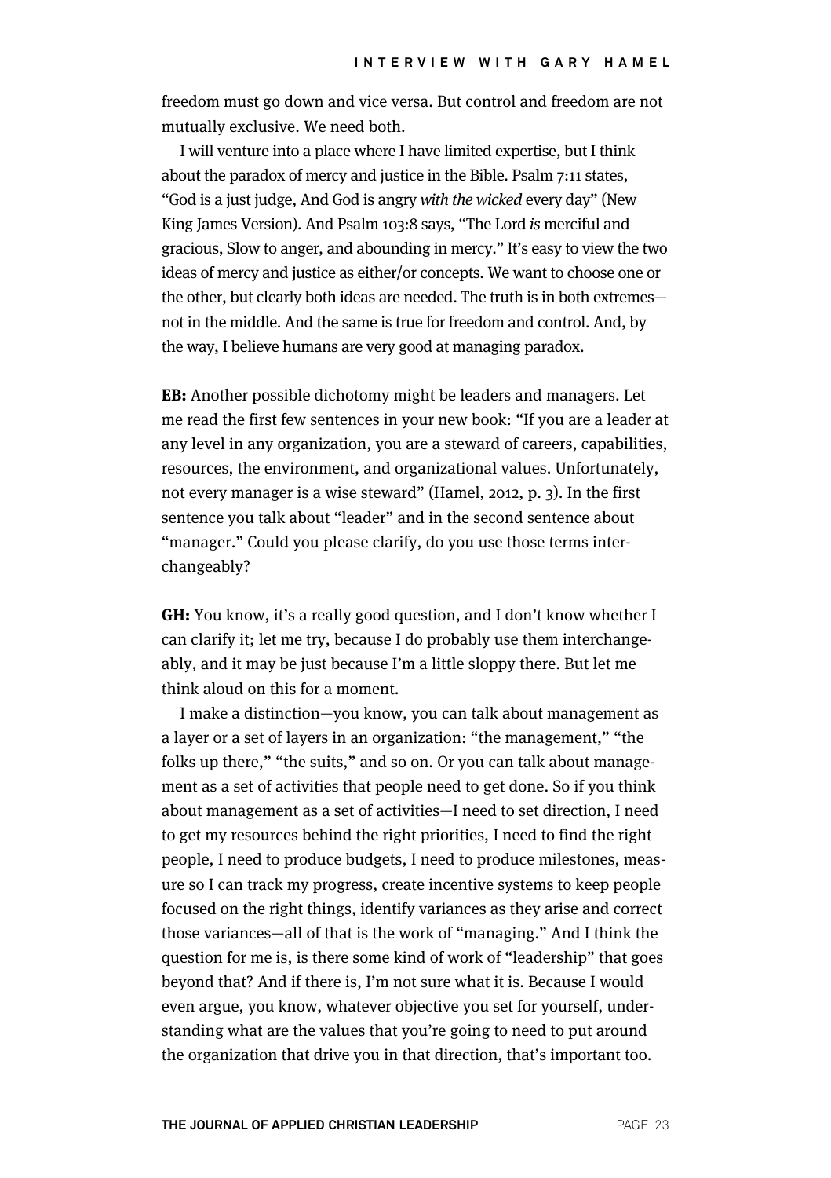freedom must go down and vice versa. But control and freedom are not mutually exclusive. We need both.

I will venture into a place where I have limited expertise, but I think about the paradox of mercy and justice in the Bible. Psalm 7:11 states, “God is a just judge, And God is angry *with the wicked* every day” (New King James Version). And Psalm 103:8 says, “The Lord *is* merciful and gracious, Slow to anger, and abounding in mercy.” It’s easy to view the two ideas of mercy and justice as either/or concepts. We want to choose one or the other, but clearly both ideas are needed. The truth is in both extremes—not in the middle. And the same is true for freedom and control. And, by the way, I believe humans are very good at managing paradox.

**EB:** Another possible dichotomy might be leaders and managers. Let me read the first few sentences in your new book: “If you are a leader at any level in any organization, you are a steward of careers, capabilities, resources, the environment, and organizational values. Unfortunately, not every manager is a wise steward” (Hamel, 2012, p. 3). In the first sentence you talk about “leader” and in the second sentence about “manager.” Could you please clarify, do you use those terms interchangeably?

**GH:** You know, it’s a really good question, and I don’t know whether I can clarify it; let me try, because I do probably use them interchangeably, and it may be just because I’m a little sloppy there. But let me think aloud on this for a moment.

I make a distinction—you know, you can talk about management as a layer or a set of layers in an organization: “the management,” “the folks up there,” “the suits,” and so on. Or you can talk about management as a set of activities that people need to get done. So if you think about management as a set of activities—I need to set direction, I need to get my resources behind the right priorities, I need to find the right people, I need to produce budgets, I need to produce milestones, measure so I can track my progress, create incentive systems to keep people focused on the right things, identify variances as they arise and correct those variances—all of that is the work of “managing.” And I think the question for me is, is there some kind of work of “leadership” that goes beyond that? And if there is, I’m not sure what it is. Because I would even argue, you know, whatever objective you set for yourself, understanding what are the values that you’re going to need to put around the organization that drive you in that direction, that’s important too.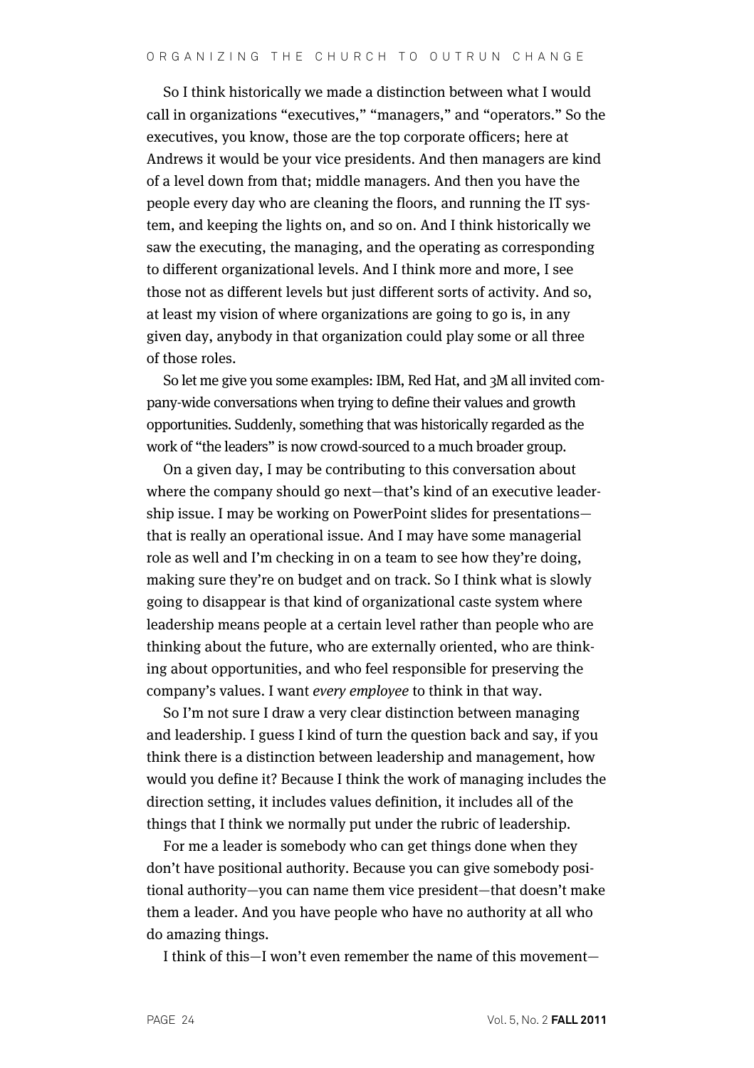So I think historically we made a distinction between what I would call in organizations "executives," "managers," and "operators." So the executives, you know, those are the top corporate officers; here at Andrews it would be your vice presidents. And then managers are kind of a level down from that; middle managers. And then you have the people every day who are cleaning the floors, and running the IT system, and keeping the lights on, and so on. And I think historically we saw the executing, the managing, and the operating as corresponding to different organizational levels. And I think more and more, I see those not as different levels but just different sorts of activity. And so, at least my vision of where organizations are going to go is, in any given day, anybody in that organization could play some or all three of those roles.

So let me give you some examples: IBM, Red Hat, and 3M all invited company-wide conversations when trying to define their values and growth opportunities. Suddenly, something that was historically regarded as the work of "the leaders" is now crowd-sourced to a much broader group.

On a given day, I may be contributing to this conversation about where the company should go next—that's kind of an executive leadership issue. I may be working on PowerPoint slides for presentations—that is really an operational issue. And I may have some managerial role as well and I'm checking in on a team to see how they're doing, making sure they're on budget and on track. So I think what is slowly going to disappear is that kind of organizational caste system where leadership means people at a certain level rather than people who are thinking about the future, who are externally oriented, who are thinking about opportunities, and who feel responsible for preserving the company's values. I want *every employee* to think in that way.

So I'm not sure I draw a very clear distinction between managing and leadership. I guess I kind of turn the question back and say, if you think there is a distinction between leadership and management, how would you define it? Because I think the work of managing includes the direction setting, it includes values definition, it includes all of the things that I think we normally put under the rubric of leadership.

For me a leader is somebody who can get things done when they don't have positional authority. Because you can give somebody positional authority—you can name them vice president—that doesn't make them a leader. And you have people who have no authority at all who do amazing things.

I think of this—I won't even remember the name of this movement—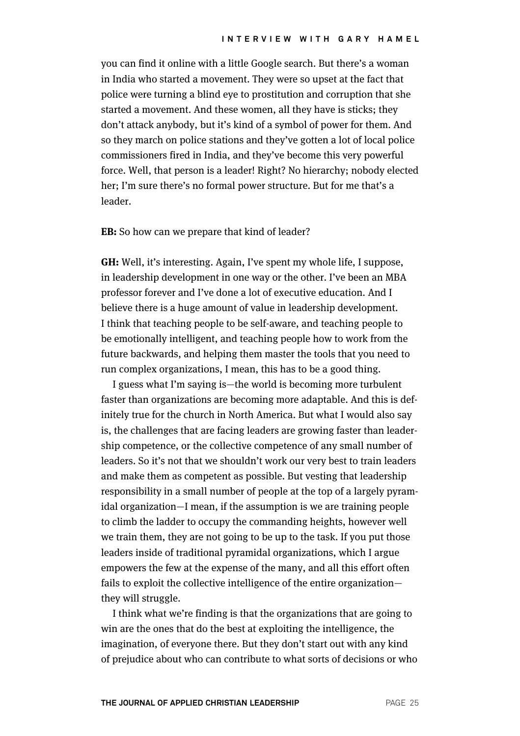you can find it online with a little Google search. But there's a woman in India who started a movement. They were so upset at the fact that police were turning a blind eye to prostitution and corruption that she started a movement. And these women, all they have is sticks; they don't attack anybody, but it's kind of a symbol of power for them. And so they march on police stations and they've gotten a lot of local police commissioners fired in India, and they've become this very powerful force. Well, that person is a leader! Right? No hierarchy; nobody elected her; I'm sure there's no formal power structure. But for me that's a leader.

**EB:** So how can we prepare that kind of leader?

**GH:** Well, it's interesting. Again, I've spent my whole life, I suppose, in leadership development in one way or the other. I've been an MBA professor forever and I've done a lot of executive education. And I believe there is a huge amount of value in leadership development. I think that teaching people to be self-aware, and teaching people to be emotionally intelligent, and teaching people how to work from the future backwards, and helping them master the tools that you need to run complex organizations, I mean, this has to be a good thing.

I guess what I'm saying is—the world is becoming more turbulent faster than organizations are becoming more adaptable. And this is definitely true for the church in North America. But what I would also say is, the challenges that are facing leaders are growing faster than leadership competence, or the collective competence of any small number of leaders. So it's not that we shouldn't work our very best to train leaders and make them as competent as possible. But vesting that leadership responsibility in a small number of people at the top of a largely pyramidal organization—I mean, if the assumption is we are training people to climb the ladder to occupy the commanding heights, however well we train them, they are not going to be up to the task. If you put those leaders inside of traditional pyramidal organizations, which I argue empowers the few at the expense of the many, and all this effort often fails to exploit the collective intelligence of the entire organization—they will struggle.

I think what we're finding is that the organizations that are going to win are the ones that do the best at exploiting the intelligence, the imagination, of everyone there. But they don't start out with any kind of prejudice about who can contribute to what sorts of decisions or who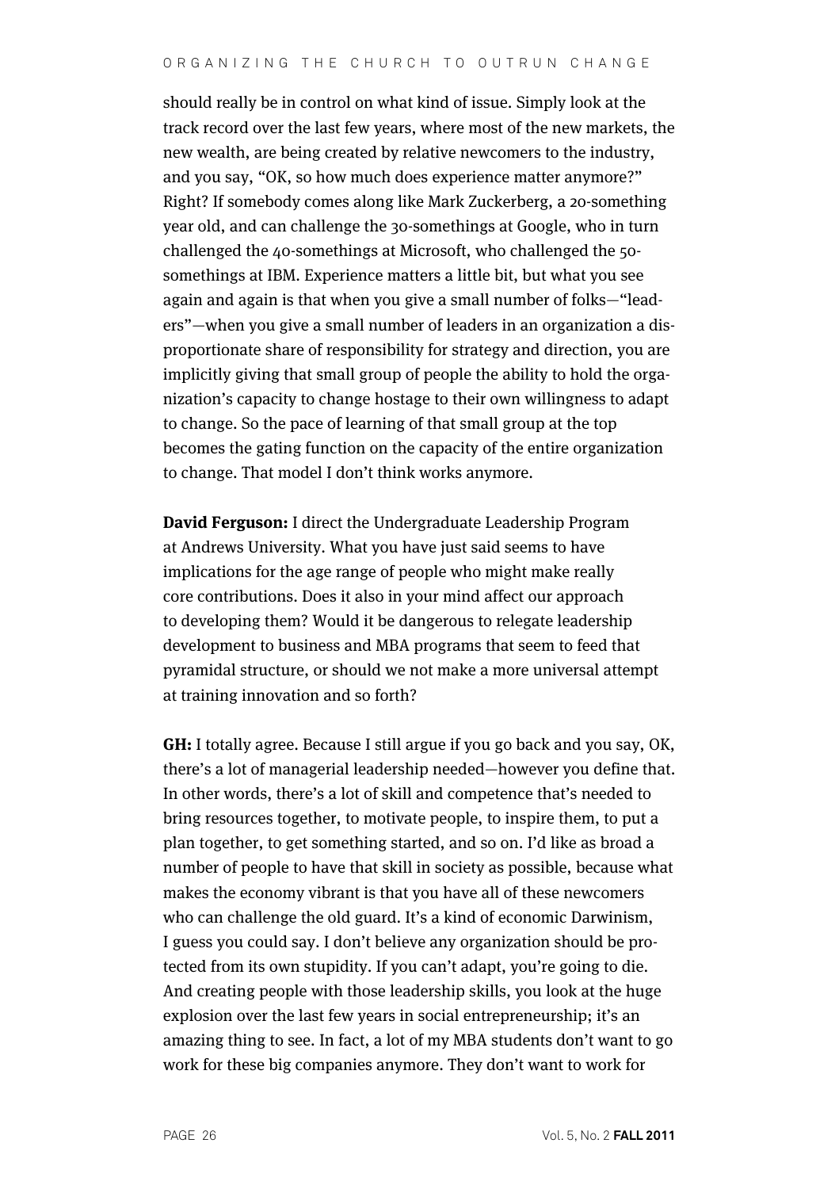should really be in control on what kind of issue. Simply look at the track record over the last few years, where most of the new markets, the new wealth, are being created by relative newcomers to the industry, and you say, "OK, so how much does experience matter anymore?" Right? If somebody comes along like Mark Zuckerberg, a 20-something year old, and can challenge the 30-somethings at Google, who in turn challenged the 40-somethings at Microsoft, who challenged the 50-somethings at IBM. Experience matters a little bit, but what you see again and again is that when you give a small number of folks—"leaders"—when you give a small number of leaders in an organization a disproportionate share of responsibility for strategy and direction, you are implicitly giving that small group of people the ability to hold the organization's capacity to change hostage to their own willingness to adapt to change. So the pace of learning of that small group at the top becomes the gating function on the capacity of the entire organization to change. That model I don't think works anymore.

**David Ferguson:** I direct the Undergraduate Leadership Program at Andrews University. What you have just said seems to have implications for the age range of people who might make really core contributions. Does it also in your mind affect our approach to developing them? Would it be dangerous to relegate leadership development to business and MBA programs that seem to feed that pyramidal structure, or should we not make a more universal attempt at training innovation and so forth?

**GH:** I totally agree. Because I still argue if you go back and you say, OK, there's a lot of managerial leadership needed—however you define that. In other words, there's a lot of skill and competence that's needed to bring resources together, to motivate people, to inspire them, to put a plan together, to get something started, and so on. I'd like as broad a number of people to have that skill in society as possible, because what makes the economy vibrant is that you have all of these newcomers who can challenge the old guard. It's a kind of economic Darwinism, I guess you could say. I don't believe any organization should be protected from its own stupidity. If you can't adapt, you're going to die. And creating people with those leadership skills, you look at the huge explosion over the last few years in social entrepreneurship; it's an amazing thing to see. In fact, a lot of my MBA students don't want to go work for these big companies anymore. They don't want to work for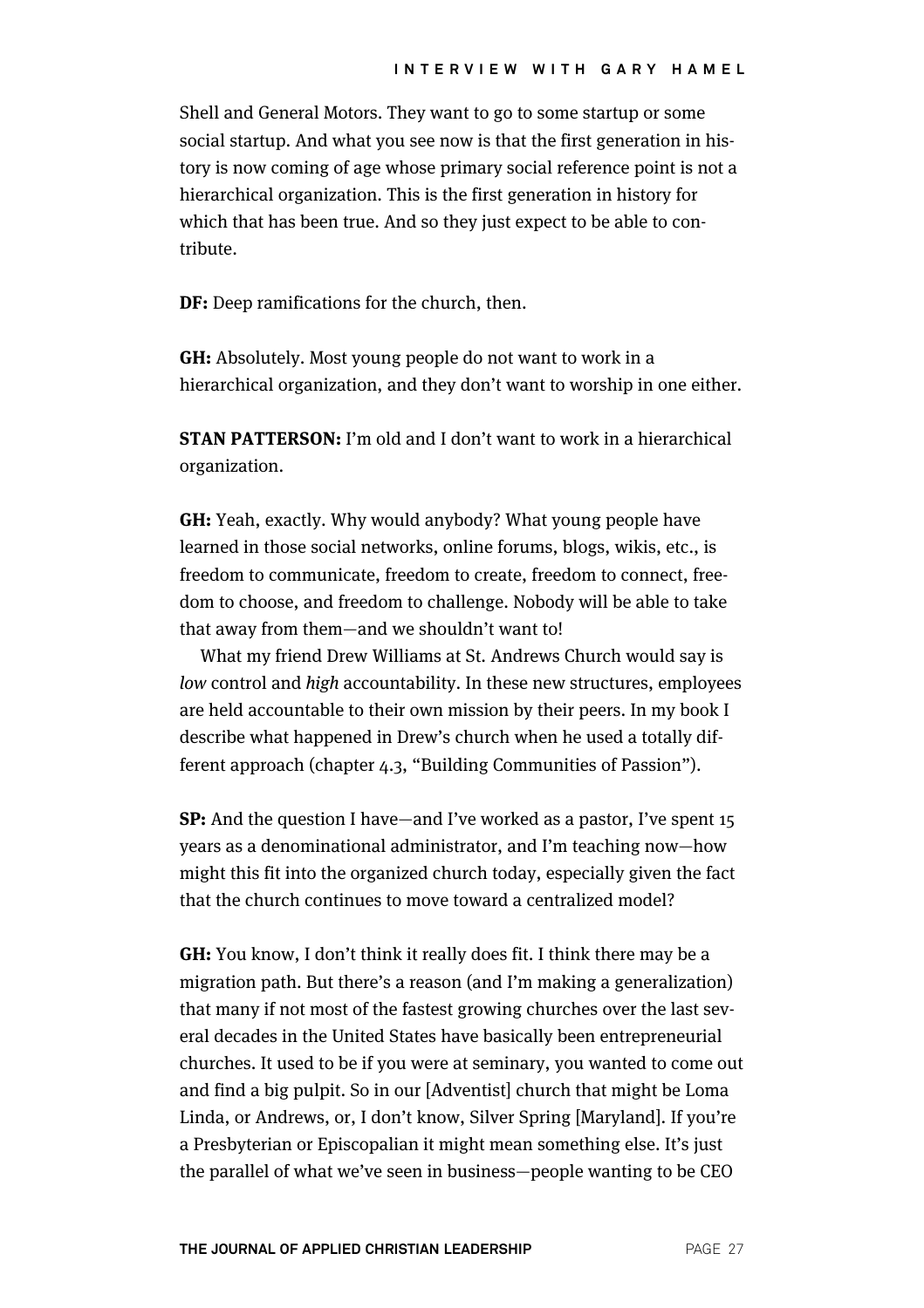Shell and General Motors. They want to go to some startup or some social startup. And what you see now is that the first generation in history is now coming of age whose primary social reference point is not a hierarchical organization. This is the first generation in history for which that has been true. And so they just expect to be able to contribute.

**DF:** Deep ramifications for the church, then.

**GH:** Absolutely. Most young people do not want to work in a hierarchical organization, and they don't want to worship in one either.

**STAN PATTERSON:** I'm old and I don't want to work in a hierarchical organization.

**GH:** Yeah, exactly. Why would anybody? What young people have learned in those social networks, online forums, blogs, wikis, etc., is freedom to communicate, freedom to create, freedom to connect, freedom to choose, and freedom to challenge. Nobody will be able to take that away from them—and we shouldn't want to!

What my friend Drew Williams at St. Andrews Church would say is *low* control and *high* accountability. In these new structures, employees are held accountable to their own mission by their peers. In my book I describe what happened in Drew's church when he used a totally different approach (chapter 4.3, "Building Communities of Passion").

**SP:** And the question I have—and I've worked as a pastor, I've spent 15 years as a denominational administrator, and I'm teaching now—how might this fit into the organized church today, especially given the fact that the church continues to move toward a centralized model?

**GH:** You know, I don't think it really does fit. I think there may be a migration path. But there's a reason (and I'm making a generalization) that many if not most of the fastest growing churches over the last several decades in the United States have basically been entrepreneurial churches. It used to be if you were at seminary, you wanted to come out and find a big pulpit. So in our [Adventist] church that might be Loma Linda, or Andrews, or, I don't know, Silver Spring [Maryland]. If you're a Presbyterian or Episcopalian it might mean something else. It's just the parallel of what we've seen in business—people wanting to be CEO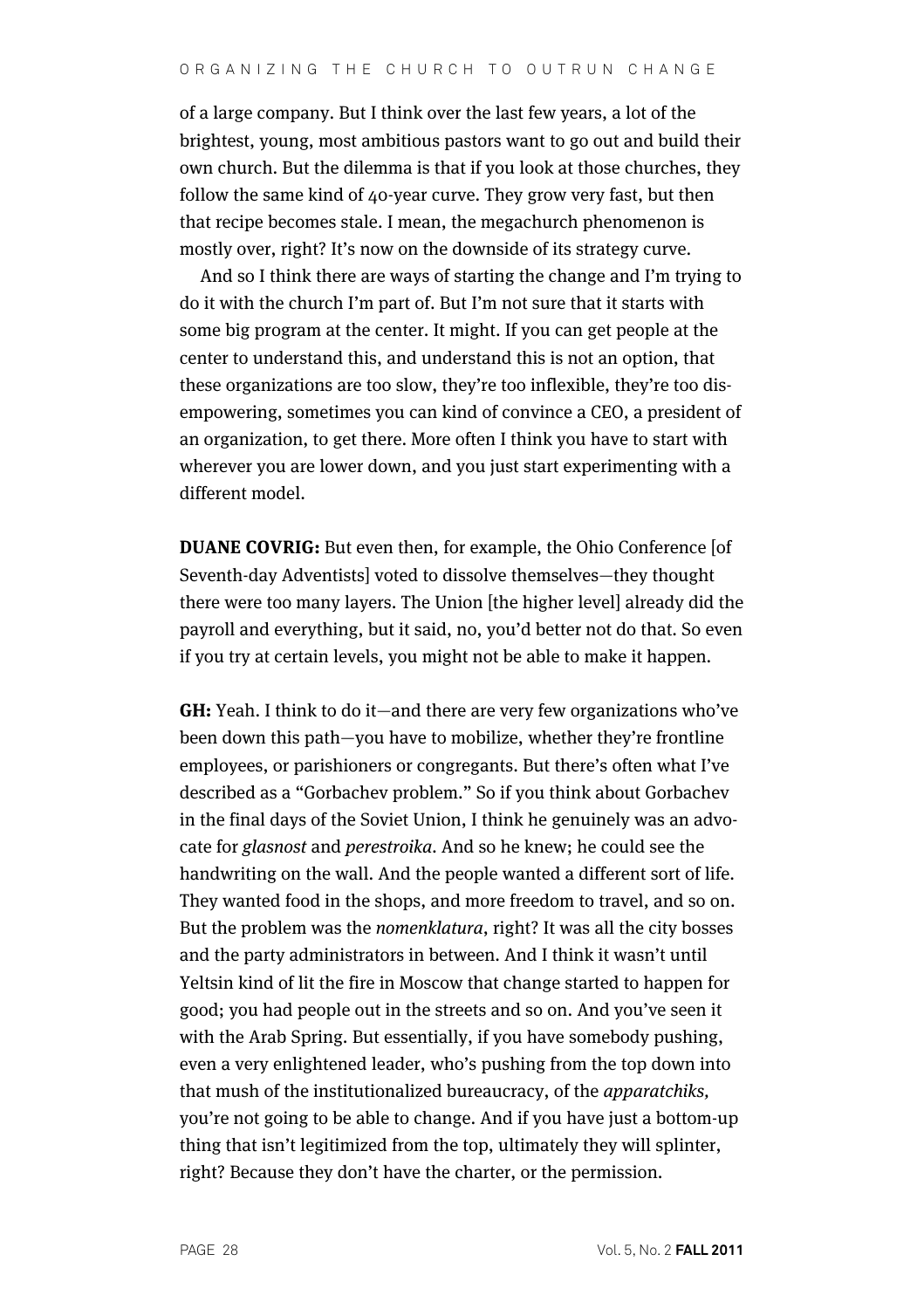of a large company. But I think over the last few years, a lot of the brightest, young, most ambitious pastors want to go out and build their own church. But the dilemma is that if you look at those churches, they follow the same kind of 40-year curve. They grow very fast, but then that recipe becomes stale. I mean, the megachurch phenomenon is mostly over, right? It's now on the downside of its strategy curve.

And so I think there are ways of starting the change and I'm trying to do it with the church I'm part of. But I'm not sure that it starts with some big program at the center. It might. If you can get people at the center to understand this, and understand this is not an option, that these organizations are too slow, they're too inflexible, they're too disempowering, sometimes you can kind of convince a CEO, a president of an organization, to get there. More often I think you have to start with wherever you are lower down, and you just start experimenting with a different model.

**DUANE COVRIG:** But even then, for example, the Ohio Conference [of Seventh-day Adventists] voted to dissolve themselves—they thought there were too many layers. The Union [the higher level] already did the payroll and everything, but it said, no, you'd better not do that. So even if you try at certain levels, you might not be able to make it happen.

**GH:** Yeah. I think to do it—and there are very few organizations who've been down this path—you have to mobilize, whether they're frontline employees, or parishioners or congregants. But there's often what I've described as a "Gorbachev problem." So if you think about Gorbachev in the final days of the Soviet Union, I think he genuinely was an advocate for *glasnost* and *perestroika*. And so he knew; he could see the handwriting on the wall. And the people wanted a different sort of life. They wanted food in the shops, and more freedom to travel, and so on. But the problem was the *nomenklatura*, right? It was all the city bosses and the party administrators in between. And I think it wasn't until Yeltsin kind of lit the fire in Moscow that change started to happen for good; you had people out in the streets and so on. And you've seen it with the Arab Spring. But essentially, if you have somebody pushing, even a very enlightened leader, who's pushing from the top down into that mush of the institutionalized bureaucracy, of the *apparatchiks,* you're not going to be able to change. And if you have just a bottom-up thing that isn't legitimized from the top, ultimately they will splinter, right? Because they don't have the charter, or the permission.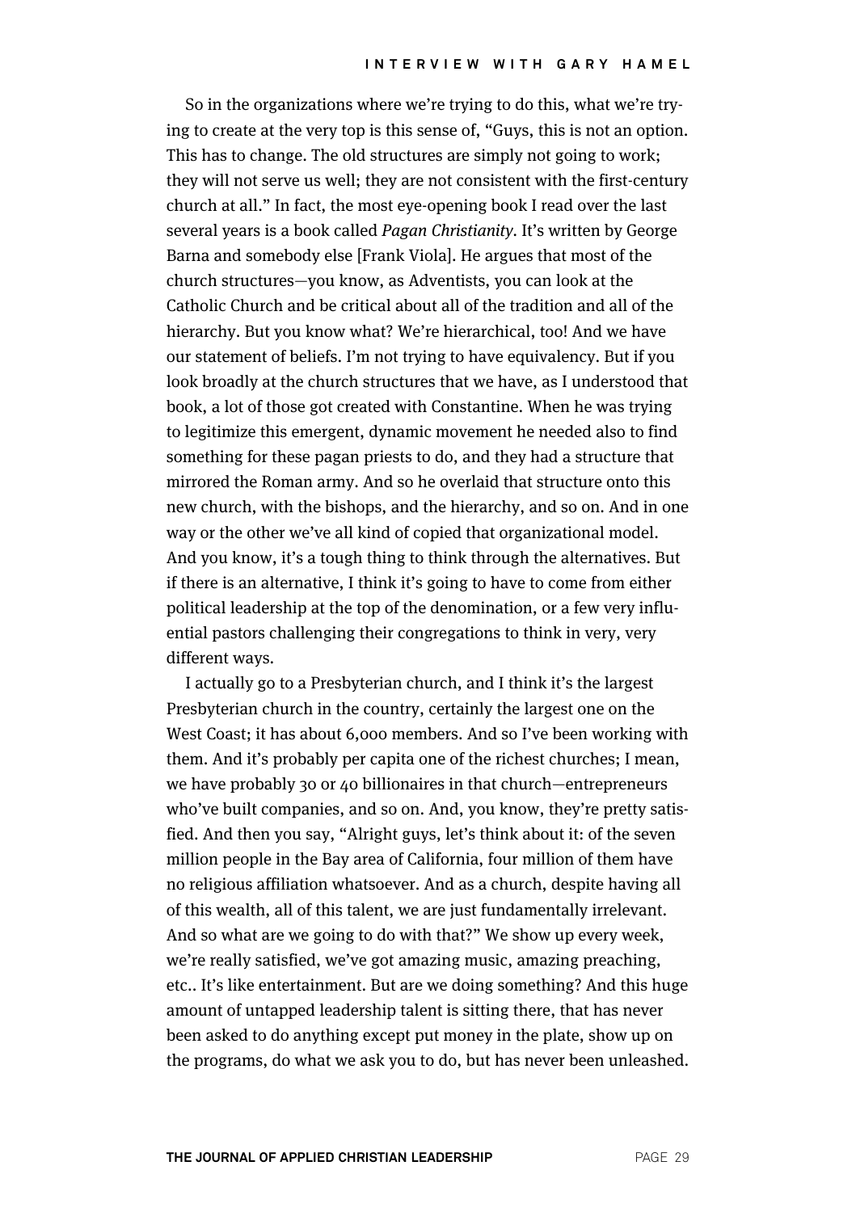So in the organizations where we're trying to do this, what we're trying to create at the very top is this sense of, "Guys, this is not an option. This has to change. The old structures are simply not going to work; they will not serve us well; they are not consistent with the first-century church at all." In fact, the most eye-opening book I read over the last several years is a book called *Pagan Christianity*. It's written by George Barna and somebody else [Frank Viola]. He argues that most of the church structures—you know, as Adventists, you can look at the Catholic Church and be critical about all of the tradition and all of the hierarchy. But you know what? We're hierarchical, too! And we have our statement of beliefs. I'm not trying to have equivalency. But if you look broadly at the church structures that we have, as I understood that book, a lot of those got created with Constantine. When he was trying to legitimize this emergent, dynamic movement he needed also to find something for these pagan priests to do, and they had a structure that mirrored the Roman army. And so he overlaid that structure onto this new church, with the bishops, and the hierarchy, and so on. And in one way or the other we've all kind of copied that organizational model. And you know, it's a tough thing to think through the alternatives. But if there is an alternative, I think it's going to have to come from either political leadership at the top of the denomination, or a few very influential pastors challenging their congregations to think in very, very different ways.

I actually go to a Presbyterian church, and I think it's the largest Presbyterian church in the country, certainly the largest one on the West Coast; it has about 6,000 members. And so I've been working with them. And it's probably per capita one of the richest churches; I mean, we have probably 30 or 40 billionaires in that church—entrepreneurs who've built companies, and so on. And, you know, they're pretty satisfied. And then you say, "Alright guys, let's think about it: of the seven million people in the Bay area of California, four million of them have no religious affiliation whatsoever. And as a church, despite having all of this wealth, all of this talent, we are just fundamentally irrelevant. And so what are we going to do with that?" We show up every week, we're really satisfied, we've got amazing music, amazing preaching, etc.. It's like entertainment. But are we doing something? And this huge amount of untapped leadership talent is sitting there, that has never been asked to do anything except put money in the plate, show up on the programs, do what we ask you to do, but has never been unleashed.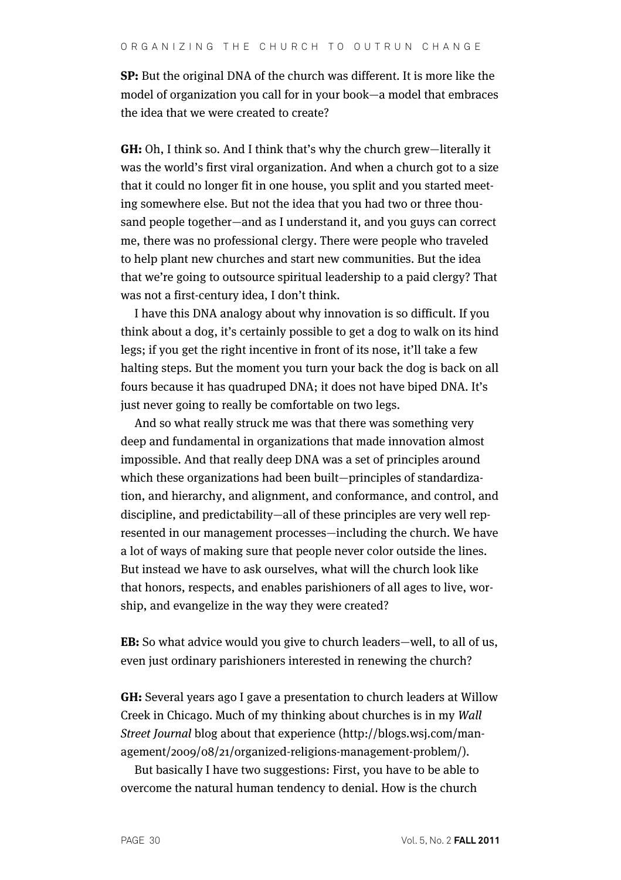**SP:** But the original DNA of the church was different. It is more like the model of organization you call for in your book—a model that embraces the idea that we were created to create?

**GH:** Oh, I think so. And I think that's why the church grew—literally it was the world's first viral organization. And when a church got to a size that it could no longer fit in one house, you split and you started meeting somewhere else. But not the idea that you had two or three thousand people together—and as I understand it, and you guys can correct me, there was no professional clergy. There were people who traveled to help plant new churches and start new communities. But the idea that we're going to outsource spiritual leadership to a paid clergy? That was not a first-century idea, I don't think.

I have this DNA analogy about why innovation is so difficult. If you think about a dog, it's certainly possible to get a dog to walk on its hind legs; if you get the right incentive in front of its nose, it'll take a few halting steps. But the moment you turn your back the dog is back on all fours because it has quadruped DNA; it does not have biped DNA. It's just never going to really be comfortable on two legs.

And so what really struck me was that there was something very deep and fundamental in organizations that made innovation almost impossible. And that really deep DNA was a set of principles around which these organizations had been built—principles of standardization, and hierarchy, and alignment, and conformance, and control, and discipline, and predictability—all of these principles are very well represented in our management processes—including the church. We have a lot of ways of making sure that people never color outside the lines. But instead we have to ask ourselves, what will the church look like that honors, respects, and enables parishioners of all ages to live, worship, and evangelize in the way they were created?

**EB:** So what advice would you give to church leaders—well, to all of us, even just ordinary parishioners interested in renewing the church?

**GH:** Several years ago I gave a presentation to church leaders at Willow Creek in Chicago. Much of my thinking about churches is in my *Wall Street Journal* blog about that experience (http://blogs.wsj.com/management/2009/08/21/organized-religions-management-problem/).

But basically I have two suggestions: First, you have to be able to overcome the natural human tendency to denial. How is the church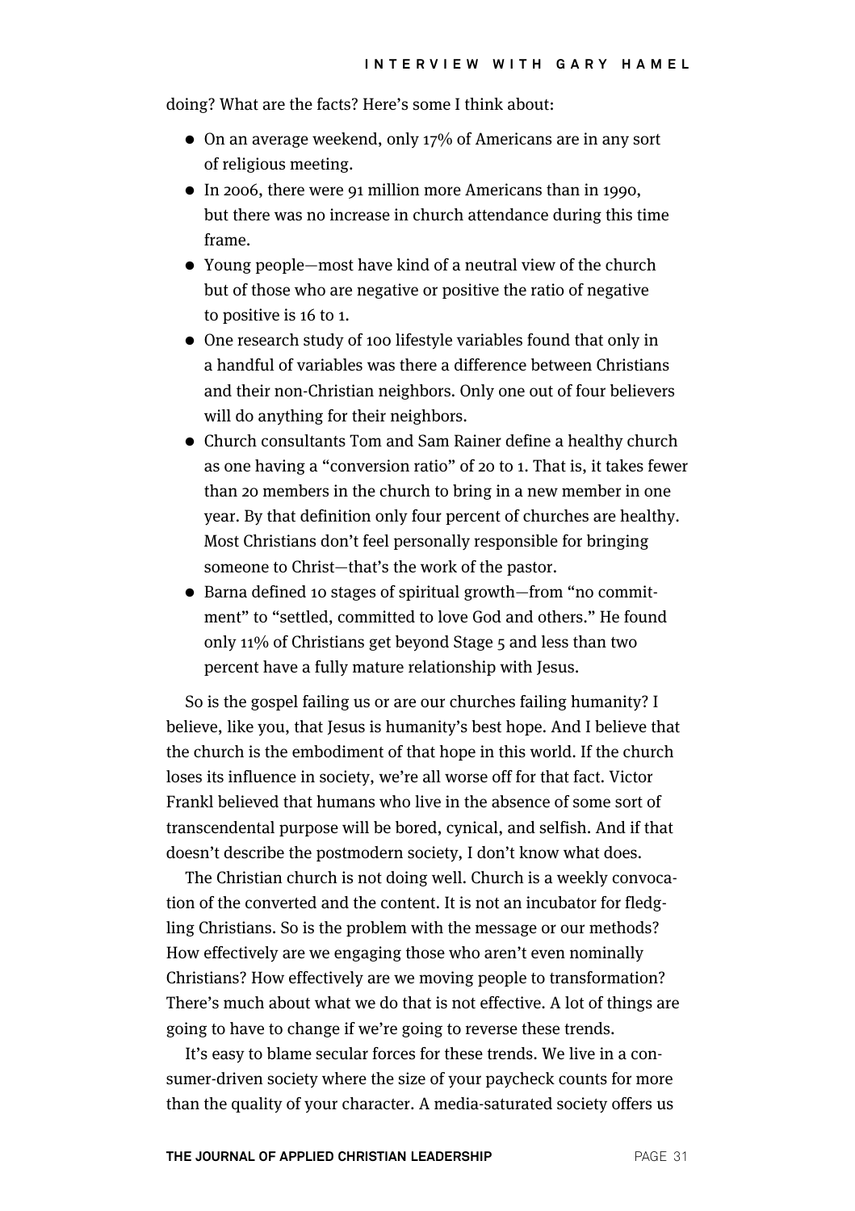doing? What are the facts? Here's some I think about:

- On an average weekend, only 17% of Americans are in any sort of religious meeting.
- In 2006, there were 91 million more Americans than in 1990, but there was no increase in church attendance during this time frame.
- Young people—most have kind of a neutral view of the church but of those who are negative or positive the ratio of negative to positive is 16 to 1.
- One research study of 100 lifestyle variables found that only in a handful of variables was there a difference between Christians and their non-Christian neighbors. Only one out of four believers will do anything for their neighbors.
- Church consultants Tom and Sam Rainer define a healthy church as one having a "conversion ratio" of 20 to 1. That is, it takes fewer than 20 members in the church to bring in a new member in one year. By that definition only four percent of churches are healthy. Most Christians don't feel personally responsible for bringing someone to Christ—that's the work of the pastor.
- Barna defined 10 stages of spiritual growth—from "no commitment" to "settled, committed to love God and others." He found only 11% of Christians get beyond Stage 5 and less than two percent have a fully mature relationship with Jesus.

So is the gospel failing us or are our churches failing humanity? I believe, like you, that Jesus is humanity's best hope. And I believe that the church is the embodiment of that hope in this world. If the church loses its influence in society, we're all worse off for that fact. Victor Frankl believed that humans who live in the absence of some sort of transcendental purpose will be bored, cynical, and selfish. And if that doesn't describe the postmodern society, I don't know what does.

The Christian church is not doing well. Church is a weekly convocation of the converted and the content. It is not an incubator for fledgling Christians. So is the problem with the message or our methods? How effectively are we engaging those who aren't even nominally Christians? How effectively are we moving people to transformation? There's much about what we do that is not effective. A lot of things are going to have to change if we're going to reverse these trends.

It's easy to blame secular forces for these trends. We live in a consumer-driven society where the size of your paycheck counts for more than the quality of your character. A media-saturated society offers us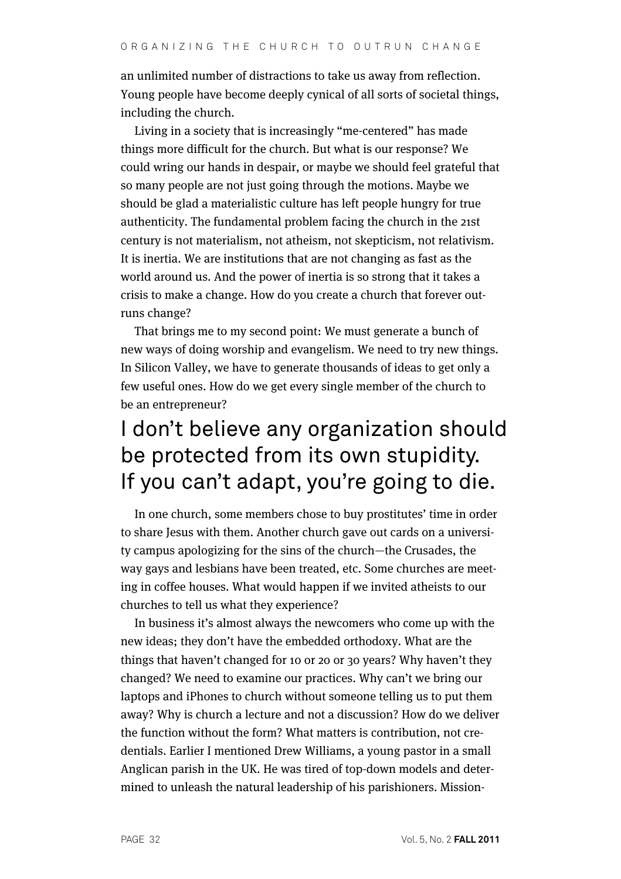an unlimited number of distractions to take us away from reflection. Young people have become deeply cynical of all sorts of societal things, including the church.

Living in a society that is increasingly "me-centered" has made things more difficult for the church. But what is our response? We could wring our hands in despair, or maybe we should feel grateful that so many people are not just going through the motions. Maybe we should be glad a materialistic culture has left people hungry for true authenticity. The fundamental problem facing the church in the 21st century is not materialism, not atheism, not skepticism, not relativism. It is inertia. We are institutions that are not changing as fast as the world around us. And the power of inertia is so strong that it takes a crisis to make a change. How do you create a church that forever outruns change?

That brings me to my second point: We must generate a bunch of new ways of doing worship and evangelism. We need to try new things. In Silicon Valley, we have to generate thousands of ideas to get only a few useful ones. How do we get every single member of the church to be an entrepreneur?

## I don't believe any organization should be protected from its own stupidity. If you can't adapt, you're going to die.

In one church, some members chose to buy prostitutes' time in order to share Jesus with them. Another church gave out cards on a university campus apologizing for the sins of the church—the Crusades, the way gays and lesbians have been treated, etc. Some churches are meeting in coffee houses. What would happen if we invited atheists to our churches to tell us what they experience?

In business it's almost always the newcomers who come up with the new ideas; they don't have the embedded orthodoxy. What are the things that haven't changed for 10 or 20 or 30 years? Why haven't they changed? We need to examine our practices. Why can't we bring our laptops and iPhones to church without someone telling us to put them away? Why is church a lecture and not a discussion? How do we deliver the function without the form? What matters is contribution, not credentials. Earlier I mentioned Drew Williams, a young pastor in a small Anglican parish in the UK. He was tired of top-down models and determined to unleash the natural leadership of his parishioners. Mission-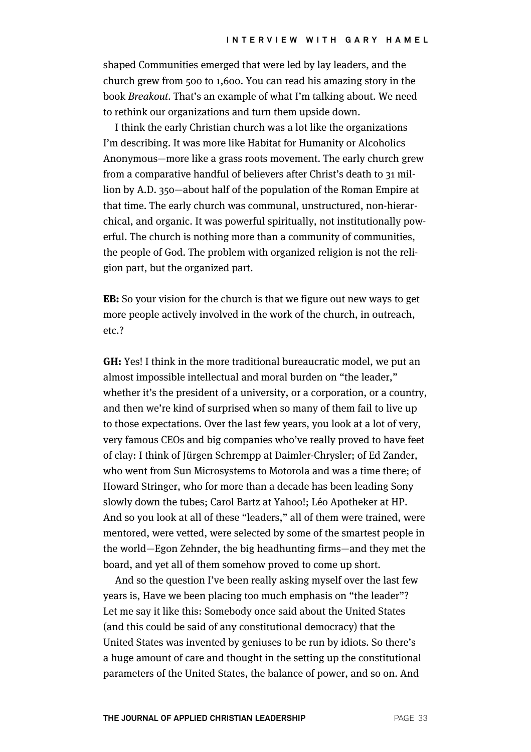shaped Communities emerged that were led by lay leaders, and the church grew from 500 to 1,600. You can read his amazing story in the book *Breakout*. That's an example of what I'm talking about. We need to rethink our organizations and turn them upside down.

I think the early Christian church was a lot like the organizations I'm describing. It was more like Habitat for Humanity or Alcoholics Anonymous—more like a grass roots movement. The early church grew from a comparative handful of believers after Christ's death to 31 million by A.D. 350—about half of the population of the Roman Empire at that time. The early church was communal, unstructured, non-hierarchical, and organic. It was powerful spiritually, not institutionally powerful. The church is nothing more than a community of communities, the people of God. The problem with organized religion is not the religion part, but the organized part.

**EB:** So your vision for the church is that we figure out new ways to get more people actively involved in the work of the church, in outreach, etc.?

**GH:** Yes! I think in the more traditional bureaucratic model, we put an almost impossible intellectual and moral burden on "the leader," whether it's the president of a university, or a corporation, or a country, and then we're kind of surprised when so many of them fail to live up to those expectations. Over the last few years, you look at a lot of very, very famous CEOs and big companies who've really proved to have feet of clay: I think of Jürgen Schrempp at Daimler-Chrysler; of Ed Zander, who went from Sun Microsystems to Motorola and was a time there; of Howard Stringer, who for more than a decade has been leading Sony slowly down the tubes; Carol Bartz at Yahoo!; Léo Apotheker at HP. And so you look at all of these "leaders," all of them were trained, were mentored, were vetted, were selected by some of the smartest people in the world—Egon Zehnder, the big headhunting firms—and they met the board, and yet all of them somehow proved to come up short.

And so the question I've been really asking myself over the last few years is, Have we been placing too much emphasis on "the leader"? Let me say it like this: Somebody once said about the United States (and this could be said of any constitutional democracy) that the United States was invented by geniuses to be run by idiots. So there's a huge amount of care and thought in the setting up the constitutional parameters of the United States, the balance of power, and so on. And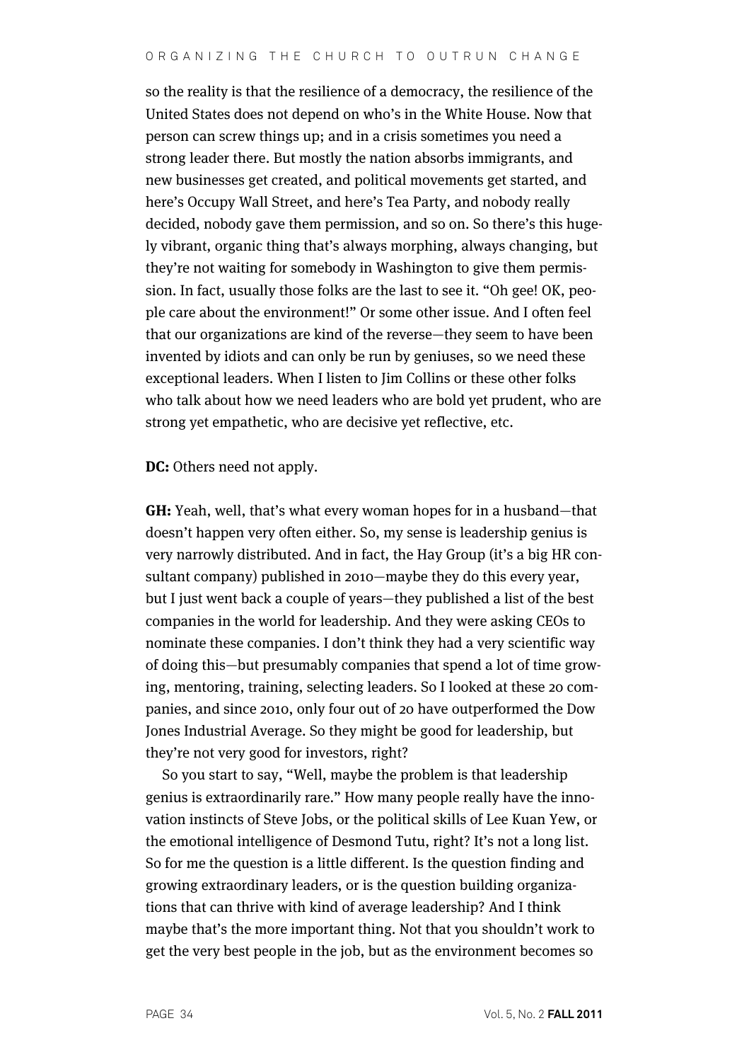so the reality is that the resilience of a democracy, the resilience of the United States does not depend on who's in the White House. Now that person can screw things up; and in a crisis sometimes you need a strong leader there. But mostly the nation absorbs immigrants, and new businesses get created, and political movements get started, and here's Occupy Wall Street, and here's Tea Party, and nobody really decided, nobody gave them permission, and so on. So there's this hugely vibrant, organic thing that's always morphing, always changing, but they're not waiting for somebody in Washington to give them permission. In fact, usually those folks are the last to see it. "Oh gee! OK, people care about the environment!" Or some other issue. And I often feel that our organizations are kind of the reverse—they seem to have been invented by idiots and can only be run by geniuses, so we need these exceptional leaders. When I listen to Jim Collins or these other folks who talk about how we need leaders who are bold yet prudent, who are strong yet empathetic, who are decisive yet reflective, etc.

**DC:** Others need not apply.

**GH:** Yeah, well, that's what every woman hopes for in a husband—that doesn't happen very often either. So, my sense is leadership genius is very narrowly distributed. And in fact, the Hay Group (it's a big HR consultant company) published in 2010—maybe they do this every year, but I just went back a couple of years—they published a list of the best companies in the world for leadership. And they were asking CEOs to nominate these companies. I don't think they had a very scientific way of doing this—but presumably companies that spend a lot of time growing, mentoring, training, selecting leaders. So I looked at these 20 companies, and since 2010, only four out of 20 have outperformed the Dow Jones Industrial Average. So they might be good for leadership, but they're not very good for investors, right?

So you start to say, "Well, maybe the problem is that leadership genius is extraordinarily rare." How many people really have the innovation instincts of Steve Jobs, or the political skills of Lee Kuan Yew, or the emotional intelligence of Desmond Tutu, right? It's not a long list. So for me the question is a little different. Is the question finding and growing extraordinary leaders, or is the question building organizations that can thrive with kind of average leadership? And I think maybe that's the more important thing. Not that you shouldn't work to get the very best people in the job, but as the environment becomes so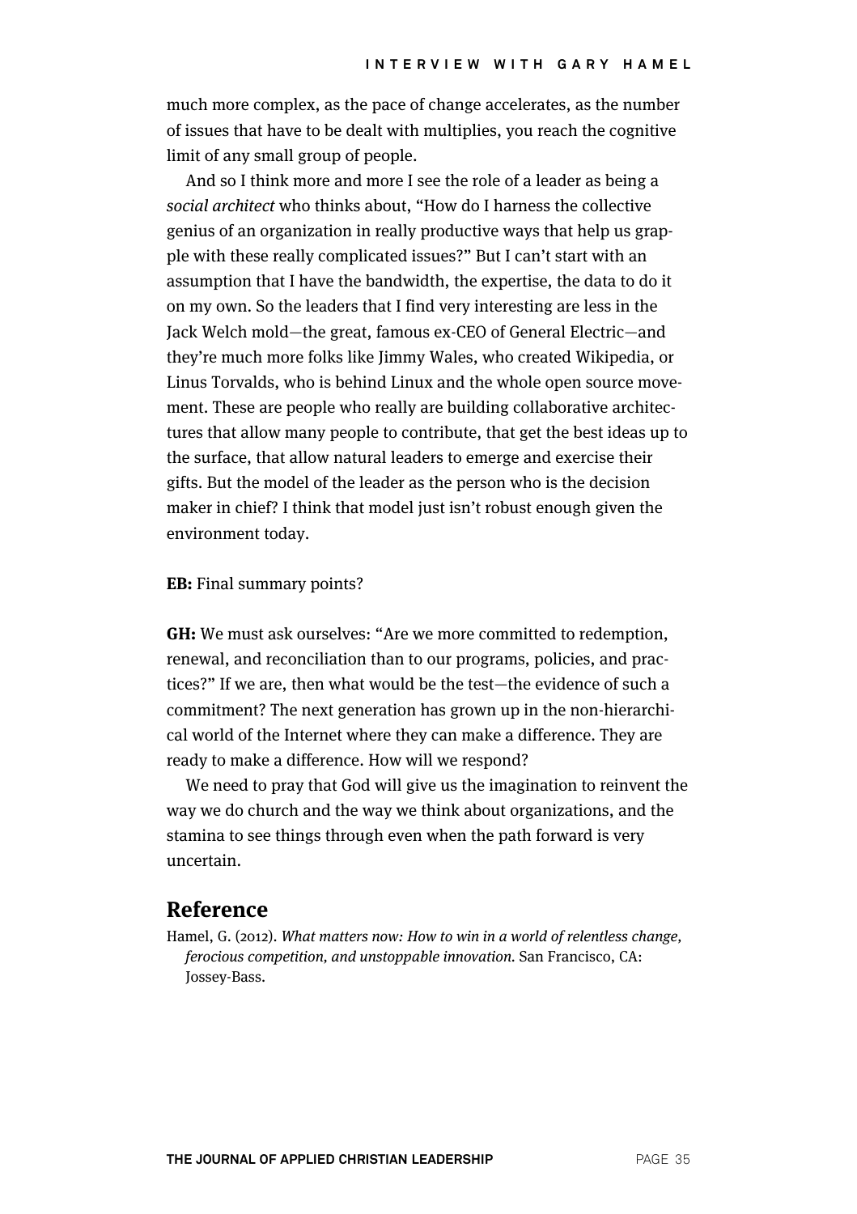much more complex, as the pace of change accelerates, as the number of issues that have to be dealt with multiplies, you reach the cognitive limit of any small group of people.

And so I think more and more I see the role of a leader as being a *social architect* who thinks about, "How do I harness the collective genius of an organization in really productive ways that help us grapple with these really complicated issues?" But I can't start with an assumption that I have the bandwidth, the expertise, the data to do it on my own. So the leaders that I find very interesting are less in the Jack Welch mold—the great, famous ex-CEO of General Electric—and they're much more folks like Jimmy Wales, who created Wikipedia, or Linus Torvalds, who is behind Linux and the whole open source movement. These are people who really are building collaborative architectures that allow many people to contribute, that get the best ideas up to the surface, that allow natural leaders to emerge and exercise their gifts. But the model of the leader as the person who is the decision maker in chief? I think that model just isn't robust enough given the environment today.

**EB:** Final summary points?

**GH:** We must ask ourselves: "Are we more committed to redemption, renewal, and reconciliation than to our programs, policies, and practices?" If we are, then what would be the test—the evidence of such a commitment? The next generation has grown up in the non-hierarchical world of the Internet where they can make a difference. They are ready to make a difference. How will we respond?

We need to pray that God will give us the imagination to reinvent the way we do church and the way we think about organizations, and the stamina to see things through even when the path forward is very uncertain.

## Reference

Hamel, G. (2012). *What matters now: How to win in a world of relentless change, ferocious competition, and unstoppable innovation.* San Francisco, CA: Jossey-Bass.